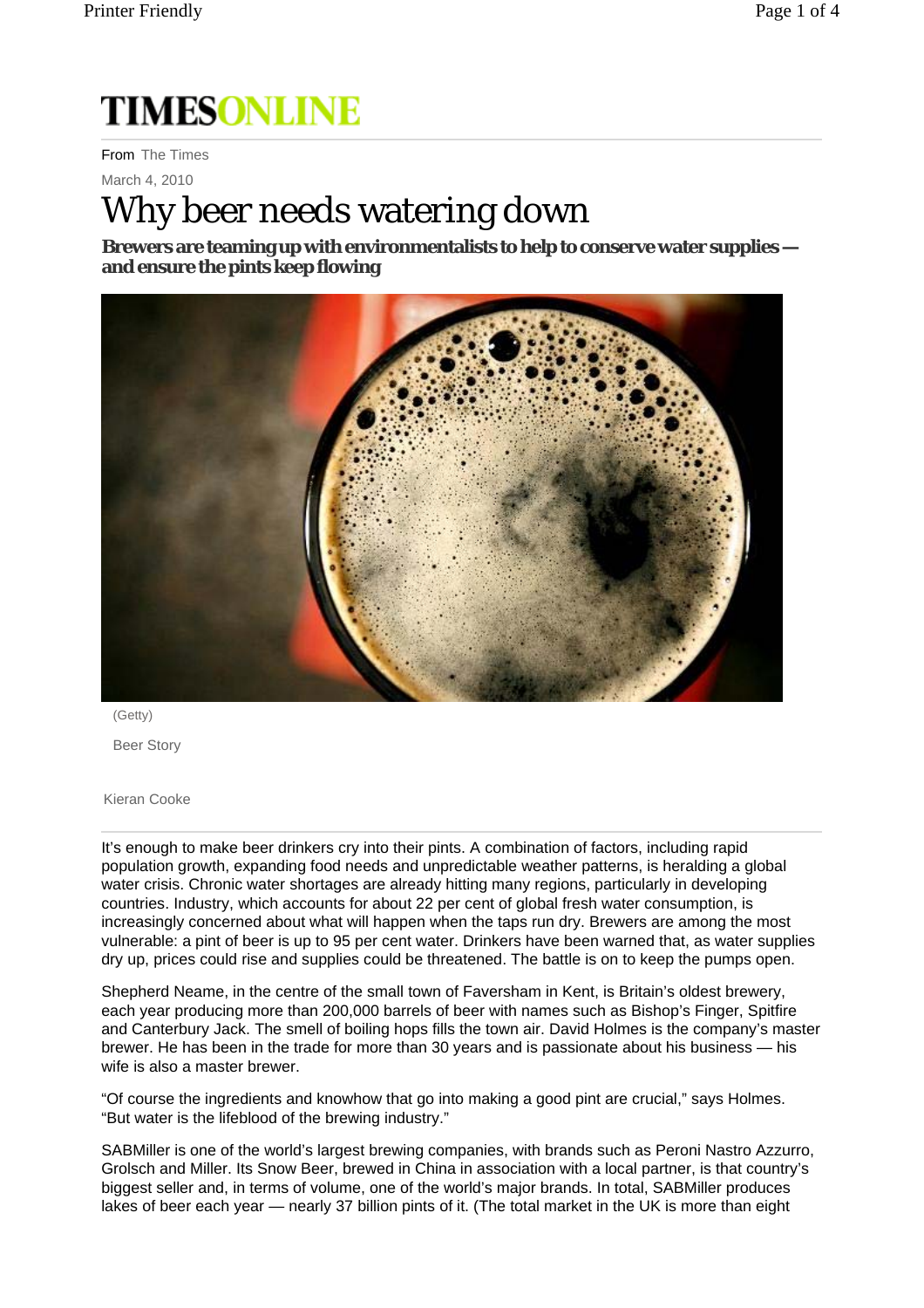TIMESONLINE

From The Times

March 4, 2010

# Why beer needs watering down

**Brewers are teaming up with environmentalists to help to conserve water supplies — and ensure the pints keep flowing**

(Getty)

Beer Story

Kieran Cooke

It's enough to make beer drinkers cry into their pints. A combination of factors, including rapid population growth, expanding food needs and unpredictable weather patterns, is heralding a global water crisis. Chronic water shortages are already hitting many regions, particularly in developing countries. Industry, which accounts for about 22 per cent of global fresh water consumption, is increasingly concerned about what will happen when the taps run dry. Brewers are among the most vulnerable: a pint of beer is up to 95 per cent water. Drinkers have been warned that, as water supplies dry up, prices could rise and supplies could be threatened. The battle is on to keep the pumps open.

Shepherd Neame, in the centre of the small town of Faversham in Kent, is Britain's oldest brewery, each year producing more than 200,000 barrels of beer with names such as Bishop's Finger, Spitfire and Canterbury Jack. The smell of boiling hops fills the town air. David Holmes is the company's master brewer. He has been in the trade for more than 30 years and is passionate about his business — his wife is also a master brewer.

"Of course the ingredients and knowhow that go into making a good pint are crucial," says Holmes. "But water is the lifeblood of the brewing industry."

SABMiller is one of the world's largest brewing companies, with brands such as Peroni Nastro Azzurro, Grolsch and Miller. Its Snow Beer, brewed in China in association with a local partner, is that country's biggest seller and, in terms of volume, one of the world's major brands. In total, SABMiller produces lakes of beer each year — nearly 37 billion pints of it. (The total market in the UK is more than eight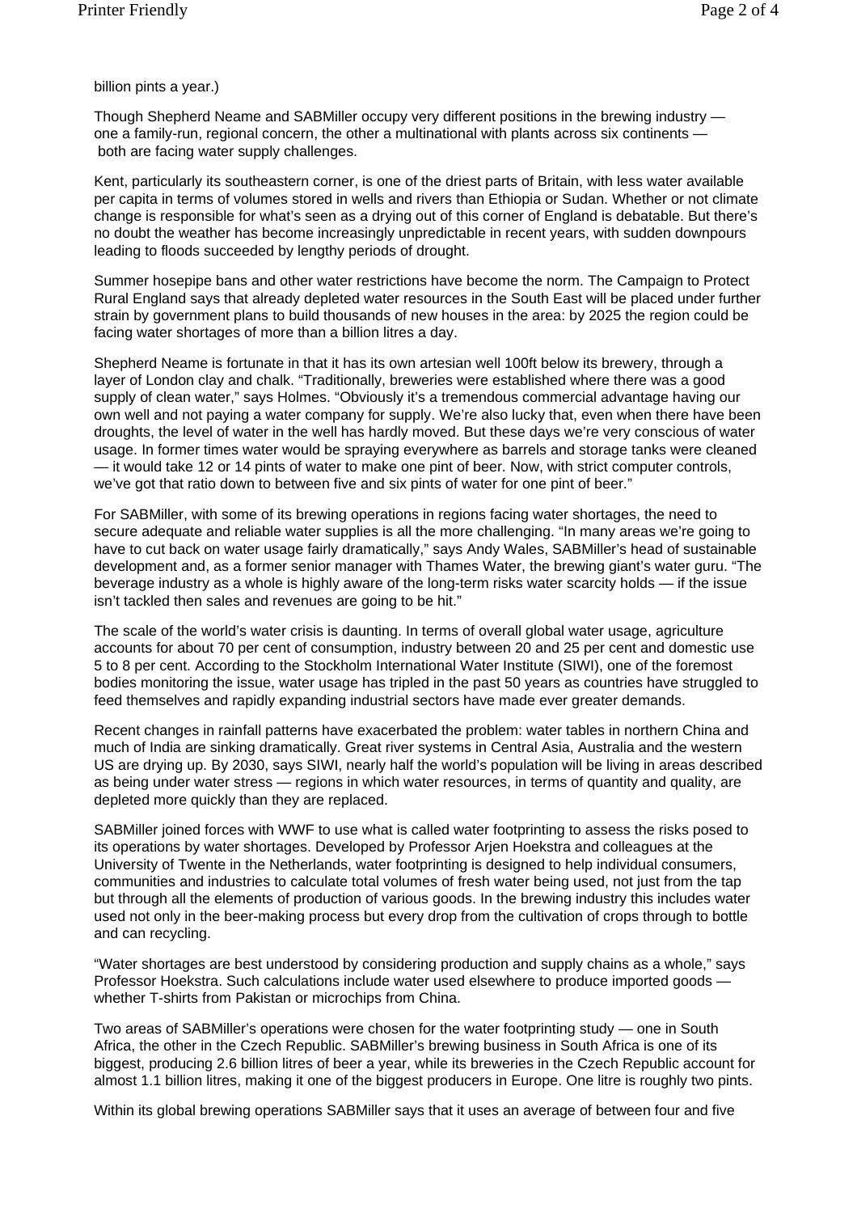billion pints a year.)

Though Shepherd Neame and SABMiller occupy very different positions in the brewing industry — one a family-run, regional concern, the other a multinational with plants across six continents — both are facing water supply challenges.

Kent, particularly its southeastern corner, is one of the driest parts of Britain, with less water available per capita in terms of volumes stored in wells and rivers than Ethiopia or Sudan. Whether or not climate change is responsible for what's seen as a drying out of this corner of England is debatable. But there's no doubt the weather has become increasingly unpredictable in recent years, with sudden downpours leading to floods succeeded by lengthy periods of drought.

Summer hosepipe bans and other water restrictions have become the norm. The Campaign to Protect Rural England says that already depleted water resources in the South East will be placed under further strain by government plans to build thousands of new houses in the area: by 2025 the region could be facing water shortages of more than a billion litres a day.

Shepherd Neame is fortunate in that it has its own artesian well 100ft below its brewery, through a layer of London clay and chalk. "Traditionally, breweries were established where there was a good supply of clean water," says Holmes. "Obviously it's a tremendous commercial advantage having our own well and not paying a water company for supply. We're also lucky that, even when there have been droughts, the level of water in the well has hardly moved. But these days we're very conscious of water usage. In former times water would be spraying everywhere as barrels and storage tanks were cleaned — it would take 12 or 14 pints of water to make one pint of beer. Now, with strict computer controls, we've got that ratio down to between five and six pints of water for one pint of beer."

For SABMiller, with some of its brewing operations in regions facing water shortages, the need to secure adequate and reliable water supplies is all the more challenging. "In many areas we're going to have to cut back on water usage fairly dramatically," says Andy Wales, SABMiller's head of sustainable development and, as a former senior manager with Thames Water, the brewing giant's water guru. "The beverage industry as a whole is highly aware of the long-term risks water scarcity holds — if the issue isn't tackled then sales and revenues are going to be hit."

The scale of the world's water crisis is daunting. In terms of overall global water usage, agriculture accounts for about 70 per cent of consumption, industry between 20 and 25 per cent and domestic use 5 to 8 per cent. According to the Stockholm International Water Institute (SIWI), one of the foremost bodies monitoring the issue, water usage has tripled in the past 50 years as countries have struggled to feed themselves and rapidly expanding industrial sectors have made ever greater demands.

Recent changes in rainfall patterns have exacerbated the problem: water tables in northern China and much of India are sinking dramatically. Great river systems in Central Asia, Australia and the western US are drying up. By 2030, says SIWI, nearly half the world's population will be living in areas described as being under water stress — regions in which water resources, in terms of quantity and quality, are depleted more quickly than they are replaced.

SABMiller joined forces with WWF to use what is called water footprinting to assess the risks posed to its operations by water shortages. Developed by Professor Arjen Hoekstra and colleagues at the University of Twente in the Netherlands, water footprinting is designed to help individual consumers, communities and industries to calculate total volumes of fresh water being used, not just from the tap but through all the elements of production of various goods. In the brewing industry this includes water used not only in the beer-making process but every drop from the cultivation of crops through to bottle and can recycling.

"Water shortages are best understood by considering production and supply chains as a whole," says Professor Hoekstra. Such calculations include water used elsewhere to produce imported goods — whether T-shirts from Pakistan or microchips from China.

Two areas of SABMiller's operations were chosen for the water footprinting study — one in South Africa, the other in the Czech Republic. SABMiller's brewing business in South Africa is one of its biggest, producing 2.6 billion litres of beer a year, while its breweries in the Czech Republic account for almost 1.1 billion litres, making it one of the biggest producers in Europe. One litre is roughly two pints.

Within its global brewing operations SABMiller says that it uses an average of between four and five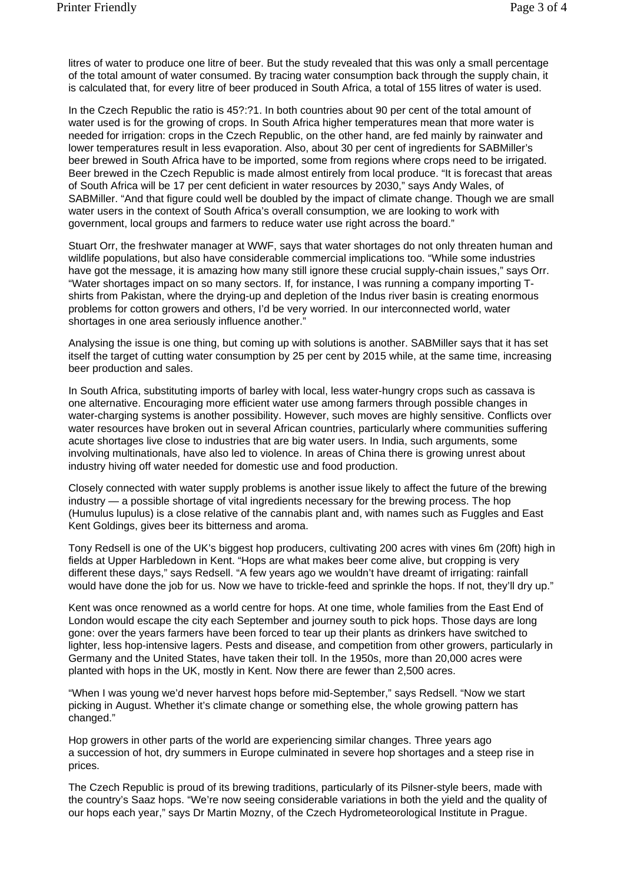litres of water to produce one litre of beer. But the study revealed that this was only a small percentage of the total amount of water consumed. By tracing water consumption back through the supply chain, it is calculated that, for every litre of beer produced in South Africa, a total of 155 litres of water is used.

In the Czech Republic the ratio is 45?:?1. In both countries about 90 per cent of the total amount of water used is for the growing of crops. In South Africa higher temperatures mean that more water is needed for irrigation: crops in the Czech Republic, on the other hand, are fed mainly by rainwater and lower temperatures result in less evaporation. Also, about 30 per cent of ingredients for SABMiller's beer brewed in South Africa have to be imported, some from regions where crops need to be irrigated. Beer brewed in the Czech Republic is made almost entirely from local produce. "It is forecast that areas of South Africa will be 17 per cent deficient in water resources by 2030," says Andy Wales, of SABMiller. "And that figure could well be doubled by the impact of climate change. Though we are small water users in the context of South Africa's overall consumption, we are looking to work with government, local groups and farmers to reduce water use right across the board."

Stuart Orr, the freshwater manager at WWF, says that water shortages do not only threaten human and wildlife populations, but also have considerable commercial implications too. "While some industries have got the message, it is amazing how many still ignore these crucial supply-chain issues," says Orr. "Water shortages impact on so many sectors. If, for instance, I was running a company importing T-shirts from Pakistan, where the drying-up and depletion of the Indus river basin is creating enormous problems for cotton growers and others, I'd be very worried. In our interconnected world, water shortages in one area seriously influence another."

Analysing the issue is one thing, but coming up with solutions is another. SABMiller says that it has set itself the target of cutting water consumption by 25 per cent by 2015 while, at the same time, increasing beer production and sales.

In South Africa, substituting imports of barley with local, less water-hungry crops such as cassava is one alternative. Encouraging more efficient water use among farmers through possible changes in water-charging systems is another possibility. However, such moves are highly sensitive. Conflicts over water resources have broken out in several African countries, particularly where communities suffering acute shortages live close to industries that are big water users. In India, such arguments, some involving multinationals, have also led to violence. In areas of China there is growing unrest about industry hiving off water needed for domestic use and food production.

Closely connected with water supply problems is another issue likely to affect the future of the brewing industry — a possible shortage of vital ingredients necessary for the brewing process. The hop (Humulus lupulus) is a close relative of the cannabis plant and, with names such as Fuggles and East Kent Goldings, gives beer its bitterness and aroma.

Tony Redsell is one of the UK's biggest hop producers, cultivating 200 acres with vines 6m (20ft) high in fields at Upper Harbledown in Kent. "Hops are what makes beer come alive, but cropping is very different these days," says Redsell. "A few years ago we wouldn't have dreamt of irrigating: rainfall would have done the job for us. Now we have to trickle-feed and sprinkle the hops. If not, they'll dry up."

Kent was once renowned as a world centre for hops. At one time, whole families from the East End of London would escape the city each September and journey south to pick hops. Those days are long gone: over the years farmers have been forced to tear up their plants as drinkers have switched to lighter, less hop-intensive lagers. Pests and disease, and competition from other growers, particularly in Germany and the United States, have taken their toll. In the 1950s, more than 20,000 acres were planted with hops in the UK, mostly in Kent. Now there are fewer than 2,500 acres.

"When I was young we'd never harvest hops before mid-September," says Redsell. "Now we start picking in August. Whether it's climate change or something else, the whole growing pattern has changed."

Hop growers in other parts of the world are experiencing similar changes. Three years ago a succession of hot, dry summers in Europe culminated in severe hop shortages and a steep rise in prices.

The Czech Republic is proud of its brewing traditions, particularly of its Pilsner-style beers, made with the country's Saaz hops. "We're now seeing considerable variations in both the yield and the quality of our hops each year," says Dr Martin Mozny, of the Czech Hydrometeorological Institute in Prague.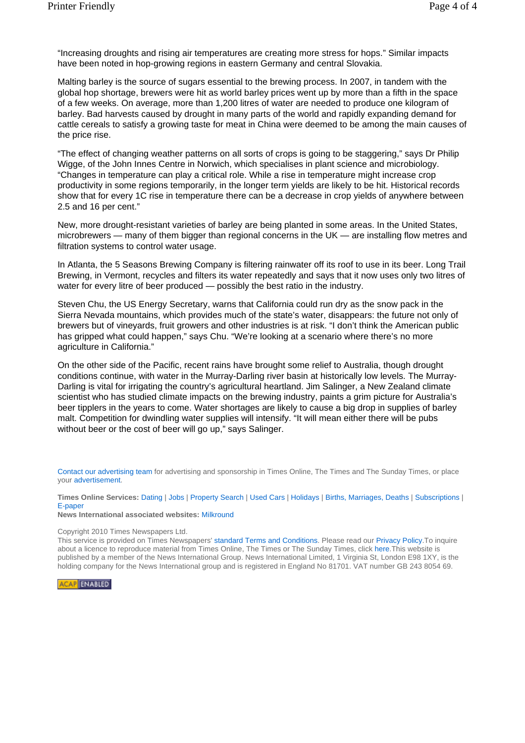"Increasing droughts and rising air temperatures are creating more stress for hops." Similar impacts have been noted in hop-growing regions in eastern Germany and central Slovakia.

Malting barley is the source of sugars essential to the brewing process. In 2007, in tandem with the global hop shortage, brewers were hit as world barley prices went up by more than a fifth in the space of a few weeks. On average, more than 1,200 litres of water are needed to produce one kilogram of barley. Bad harvests caused by drought in many parts of the world and rapidly expanding demand for cattle cereals to satisfy a growing taste for meat in China were deemed to be among the main causes of the price rise.

"The effect of changing weather patterns on all sorts of crops is going to be staggering," says Dr Philip Wigge, of the John Innes Centre in Norwich, which specialises in plant science and microbiology. "Changes in temperature can play a critical role. While a rise in temperature might increase crop productivity in some regions temporarily, in the longer term yields are likely to be hit. Historical records show that for every 1C rise in temperature there can be a decrease in crop yields of anywhere between 2.5 and 16 per cent."

New, more drought-resistant varieties of barley are being planted in some areas. In the United States, microbrewers — many of them bigger than regional concerns in the UK — are installing flow metres and filtration systems to control water usage.

In Atlanta, the 5 Seasons Brewing Company is filtering rainwater off its roof to use in its beer. Long Trail Brewing, in Vermont, recycles and filters its water repeatedly and says that it now uses only two litres of water for every litre of beer produced — possibly the best ratio in the industry.

Steven Chu, the US Energy Secretary, warns that California could run dry as the snow pack in the Sierra Nevada mountains, which provides much of the state's water, disappears: the future not only of brewers but of vineyards, fruit growers and other industries is at risk. "I don't think the American public has gripped what could happen," says Chu. "We're looking at a scenario where there's no more agriculture in California."

On the other side of the Pacific, recent rains have brought some relief to Australia, though drought conditions continue, with water in the Murray-Darling river basin at historically low levels. The Murray-Darling is vital for irrigating the country's agricultural heartland. Jim Salinger, a New Zealand climate scientist who has studied climate impacts on the brewing industry, paints a grim picture for Australia's beer tipplers in the years to come. Water shortages are likely to cause a big drop in supplies of barley malt. Competition for dwindling water supplies will intensify. "It will mean either there will be pubs without beer or the cost of beer will go up," says Salinger.

Contact our advertising team for advertising and sponsorship in Times Online, The Times and The Sunday Times, or place your advertisement.

**Times Online Services:** Dating | Jobs | Property Search | Used Cars | Holidays | Births, Marriages, Deaths | Subscriptions | E-paper
**News International associated websites:** Milkround

Copyright 2010 Times Newspapers Ltd.
This service is provided on Times Newspapers' standard Terms and Conditions. Please read our Privacy Policy.To inquire about a licence to reproduce material from Times Online, The Times or The Sunday Times, click here.This website is published by a member of the News International Group. News International Limited, 1 Virginia St, London E98 1XY, is the holding company for the News International group and is registered in England No 81701. VAT number GB 243 8054 69.

ACAP ENABLED